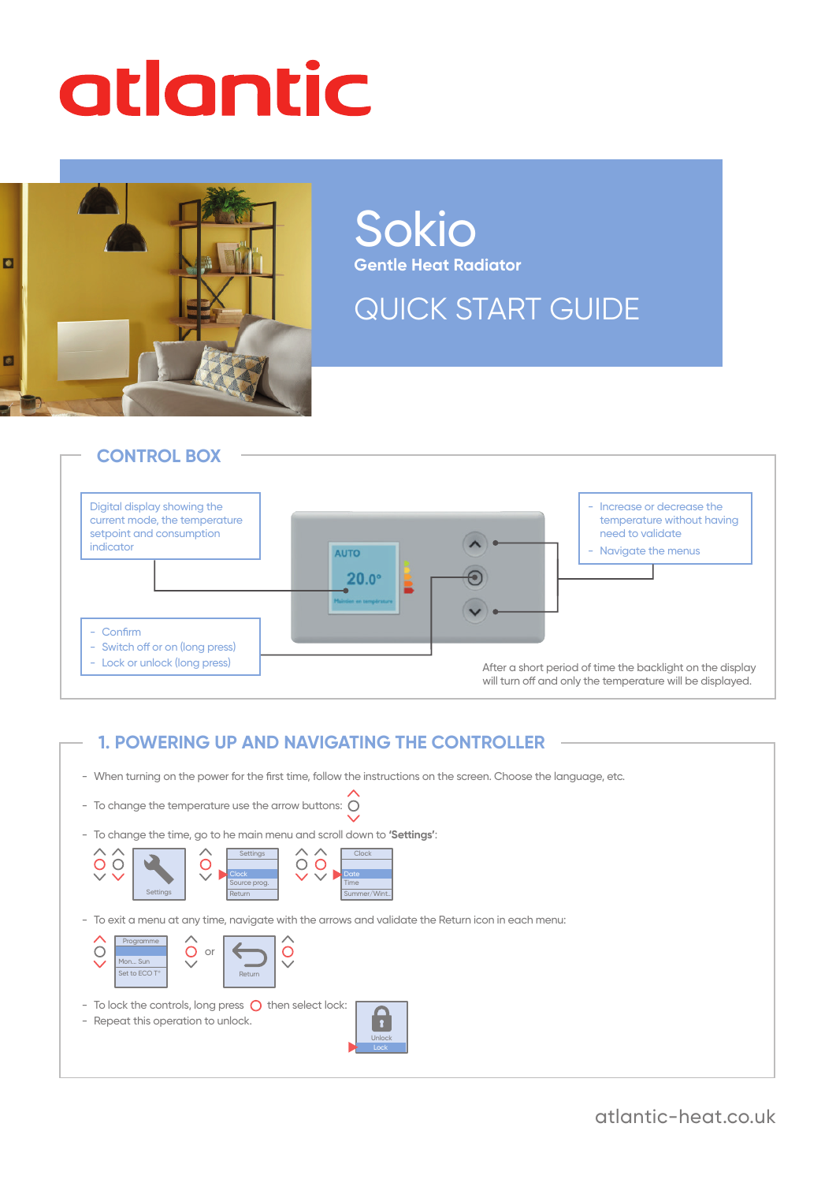# atlantic

# Sokio

**Gentle Heat Radiator**

## QUICK START GUIDE

## CONTROL BOX

Digital display showing the current mode, the temperature setpoint and consumption indicator

- Confirm
- Switch off or on (long press)
- Lock or unlock (long press)

- Increase or decrease the temperature without having need to validate
- Navigate the menus

AUTO
20.0°
Maintien en température

After a short period of time the backlight on the display will turn off and only the temperature will be displayed.

## 1. POWERING UP AND NAVIGATING THE CONTROLLER

- When turning on the power for the first time, follow the instructions on the screen. Choose the language, etc.
- To change the temperature use the arrow buttons:
- To change the time, go to he main menu and scroll down to **'Settings'**:

Settings | Settings: Clock, Source prog., Return | Clock: Date, Time, Summer/Wint.

- To exit a menu at any time, navigate with the arrows and validate the Return icon in each menu:

Programme: Mon... Sun, Set to ECO T° | or | Return

- To lock the controls, long press then select lock:
- Repeat this operation to unlock.

Unlock | Lock

atlantic-heat.co.uk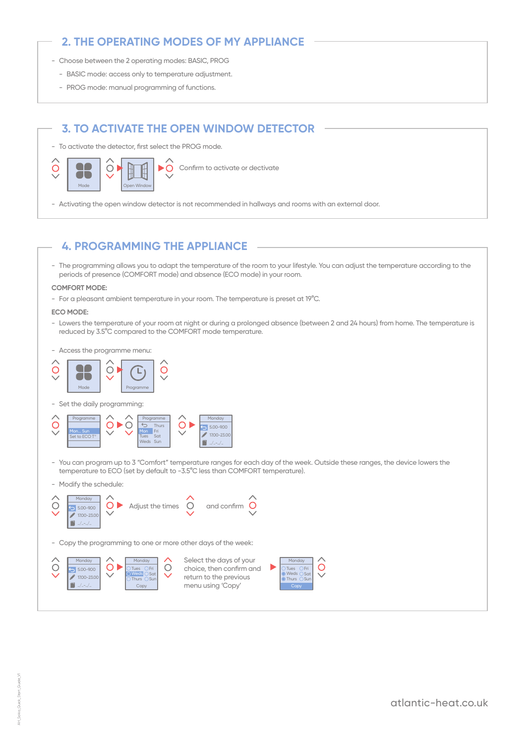## 2. THE OPERATING MODES OF MY APPLIANCE

- Choose between the 2 operating modes: BASIC, PROG
  - BASIC mode: access only to temperature adjustment.
  - PROG mode: manual programming of functions.

## 3. TO ACTIVATE THE OPEN WINDOW DETECTOR

- To activate the detector, first select the PROG mode.

Mode

Open Window

Confirm to activate or dectivate

- Activating the open window detector is not recommended in hallways and rooms with an external door.

## 4. PROGRAMMING THE APPLIANCE

- The programming allows you to adapt the temperature of the room to your lifestyle. You can adjust the temperature according to the periods of presence (COMFORT mode) and absence (ECO mode) in your room.

**COMFORT MODE:**

- For a pleasant ambient temperature in your room. The temperature is preset at 19°C.

**ECO MODE:**

- Lowers the temperature of your room at night or during a prolonged absence (between 2 and 24 hours) from home. The temperature is reduced by 3.5°C compared to the COMFORT mode temperature.

- Access the programme menu:

Mode

Programme

- Set the daily programming:

Programme
Mon... Sun
Set to ECO T°

Programme
Mon Thurs
Tues Fri
Weds Sat
Sun

Monday
5.00-9.00
17.00-23.00
../..-../..

- You can program up to 3 "Comfort" temperature ranges for each day of the week. Outside these ranges, the device lowers the temperature to ECO (set by default to -3.5°C less than COMFORT temperature).
- Modify the schedule:

Monday
5.00-9.00
17.00-23.00
../..-../..

Adjust the times

and confirm

- Copy the programming to one or more other days of the week:

Monday
5.00-9.00
17.00-23.00
../..-../..

Monday
Tues Fri
Weds Sat
Thurs Sun
Copy

Select the days of your choice, then confirm and return to the previous menu using 'Copy'

Monday
Tues Fri
Weds Sat
Thurs Sun
Copy

atlantic-heat.co.uk